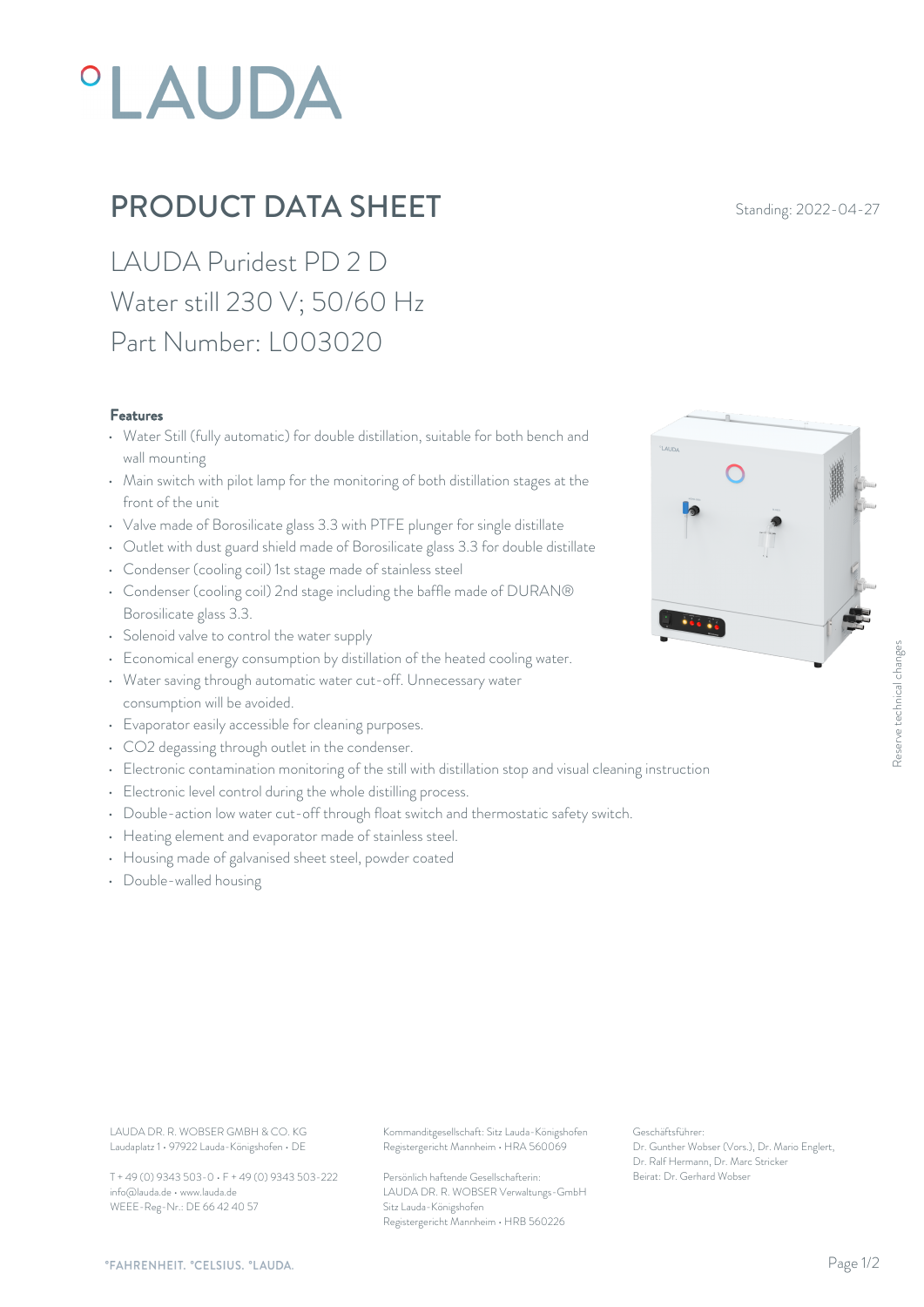# PRODUCT DATA SHEET

Standing: 2022-04-27

## LAUDA Puridest PD 2 D
## Water still 230 V; 50/60 Hz
## Part Number: L003020

### Features

- Water Still (fully automatic) for double distillation, suitable for both bench and wall mounting
- Main switch with pilot lamp for the monitoring of both distillation stages at the front of the unit
- Valve made of Borosilicate glass 3.3 with PTFE plunger for single distillate
- Outlet with dust guard shield made of Borosilicate glass 3.3 for double distillate
- Condenser (cooling coil) 1st stage made of stainless steel
- Condenser (cooling coil) 2nd stage including the baffle made of DURAN® Borosilicate glass 3.3.
- Solenoid valve to control the water supply
- Economical energy consumption by distillation of the heated cooling water.
- Water saving through automatic water cut-off. Unnecessary water consumption will be avoided.
- Evaporator easily accessible for cleaning purposes.
- $CO_2$ degassing through outlet in the condenser.
- Electronic contamination monitoring of the still with distillation stop and visual cleaning instruction
- Electronic level control during the whole distilling process.
- Double-action low water cut-off through float switch and thermostatic safety switch.
- Heating element and evaporator made of stainless steel.
- Housing made of galvanised sheet steel, powder coated
- Double-walled housing

Reserve technical changes

LAUDA DR. R. WOBSER GMBH & CO. KG
Laudaplatz 1 • 97922 Lauda-Königshofen • DE

T + 49 (0) 9343 503-0 • F + 49 (0) 9343 503-222
info@lauda.de • www.lauda.de
WEEE-Reg-Nr.: DE 66 42 40 57

Kommanditgesellschaft: Sitz Lauda-Königshofen
Registergericht Mannheim • HRA 560069

Persönlich haftende Gesellschafterin:
LAUDA DR. R. WOBSER Verwaltungs-GmbH
Sitz Lauda-Königshofen
Registergericht Mannheim • HRB 560226

Geschäftsführer:
Dr. Gunther Wobser (Vors.), Dr. Mario Englert, Dr. Ralf Hermann, Dr. Marc Stricker
Beirat: Dr. Gerhard Wobser

°FAHRENHEIT. °CELSIUS. °LAUDA.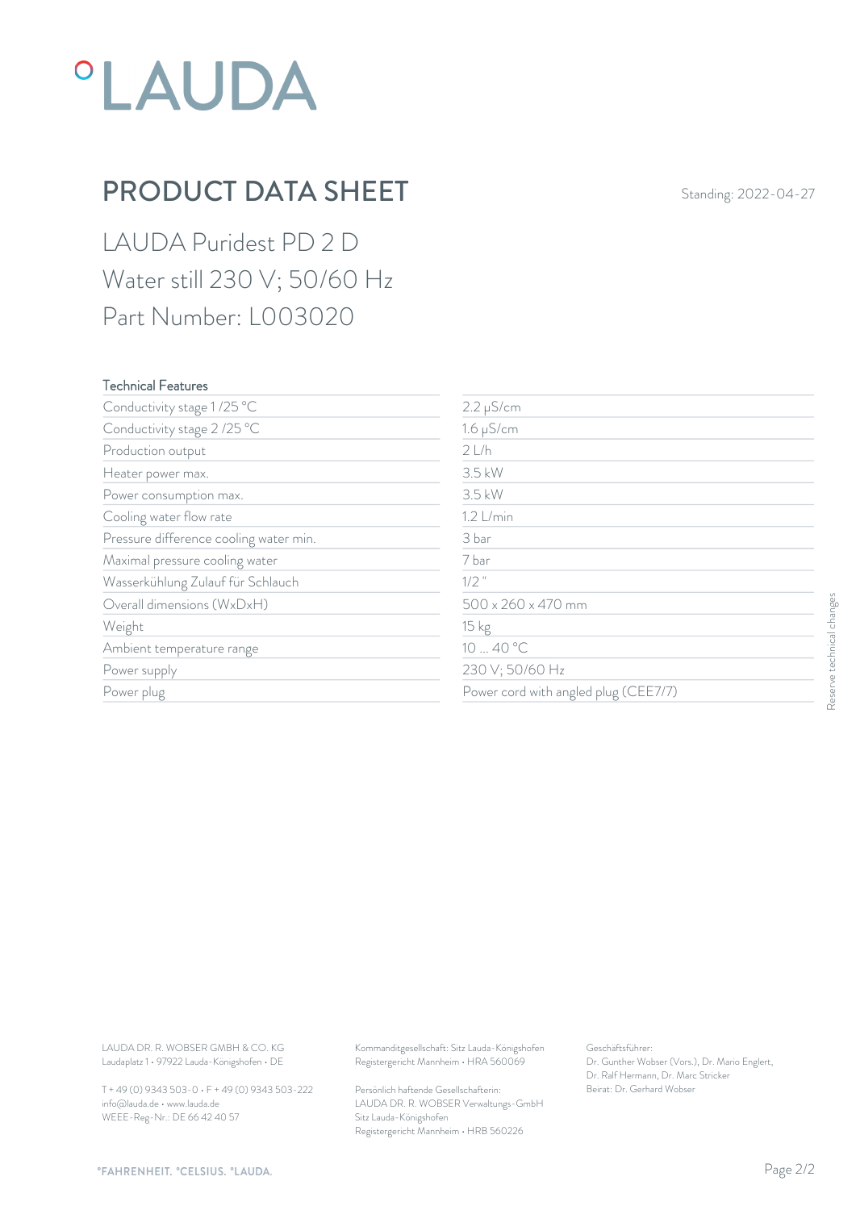°LAUDA

# PRODUCT DATA SHEET

Standing: 2022-04-27

## LAUDA Puridest PD 2 D
## Water still 230 V; 50/60 Hz
## Part Number: L003020

| Technical Features | |
|---|---|
| Conductivity stage 1 /25 °C | 2.2 µS/cm |
| Conductivity stage 2 /25 °C | 1.6 µS/cm |
| Production output | 2 L/h |
| Heater power max. | 3.5 kW |
| Power consumption max. | 3.5 kW |
| Cooling water flow rate | 1.2 L/min |
| Pressure difference cooling water min. | 3 bar |
| Maximal pressure cooling water | 7 bar |
| Wasserkühlung Zulauf für Schlauch | 1/2 " |
| Overall dimensions (WxDxH) | 500 x 260 x 470 mm |
| Weight | 15 kg |
| Ambient temperature range | 10 ... 40 °C |
| Power supply | 230 V; 50/60 Hz |
| Power plug | Power cord with angled plug (CEE7/7) |

Reserve technical changes

LAUDA DR. R. WOBSER GMBH & CO. KG
Laudaplatz 1 • 97922 Lauda-Königshofen • DE

T + 49 (0) 9343 503-0 • F + 49 (0) 9343 503-222
info@lauda.de • www.lauda.de
WEEE-Reg-Nr.: DE 66 42 40 57

Kommanditgesellschaft: Sitz Lauda-Königshofen
Registergericht Mannheim • HRA 560069

Persönlich haftende Gesellschafterin:
LAUDA DR. R. WOBSER Verwaltungs-GmbH
Sitz Lauda-Königshofen
Registergericht Mannheim • HRB 560226

Geschäftsführer:
Dr. Gunther Wobser (Vors.), Dr. Mario Englert,
Dr. Ralf Hermann, Dr. Marc Stricker
Beirat: Dr. Gerhard Wobser

°FAHRENHEIT. °CELSIUS. °LAUDA.